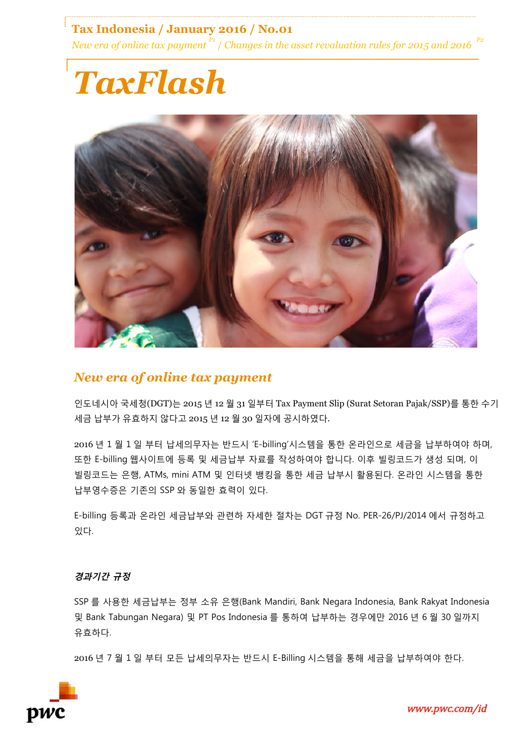Tax Indonesia / January 2016 / No.01

*New era of online tax payment* [P1] / *Changes in the asset revaluation rules for 2015 and 2016* [P2]

# TaxFlash

## New era of online tax payment

인도네시아 국세청(DGT)는 2015 년 12 월 31 일부터 Tax Payment Slip (Surat Setoran Pajak/SSP)를 통한 수기 세금 납부가 유효하지 않다고 2015 년 12 월 30 일자에 공시하였다.

2016 년 1 월 1 일 부터 납세의무자는 반드시 'E-billing'시스템을 통한 온라인으로 세금을 납부하여야 하며, 또한 E-billing 웹사이트에 등록 및 세금납부 자료를 작성하여야 합니다. 이후 빌링코드가 생성 되며, 이 빌링코드는 은행, ATMs, mini ATM 및 인터넷 뱅킹을 통한 세금 납부시 활용된다. 온라인 시스템을 통한 납부영수증은 기존의 SSP 와 동일한 효력이 있다.

E-billing 등록과 온라인 세금납부와 관련하 자세한 절차는 DGT 규정 No. PER-26/PJ/2014 에서 규정하고 있다.

### *경과기간 규정*

SSP 를 사용한 세금납부는 정부 소유 은행(Bank Mandiri, Bank Negara Indonesia, Bank Rakyat Indonesia 및 Bank Tabungan Negara) 및 PT Pos Indonesia 를 통하여 납부하는 경우에만 2016 년 6 월 30 일까지 유효하다.

2016 년 7 월 1 일 부터 모든 납세의무자는 반드시 E-Billing 시스템을 통해 세금을 납부하여야 한다.

www.pwc.com/id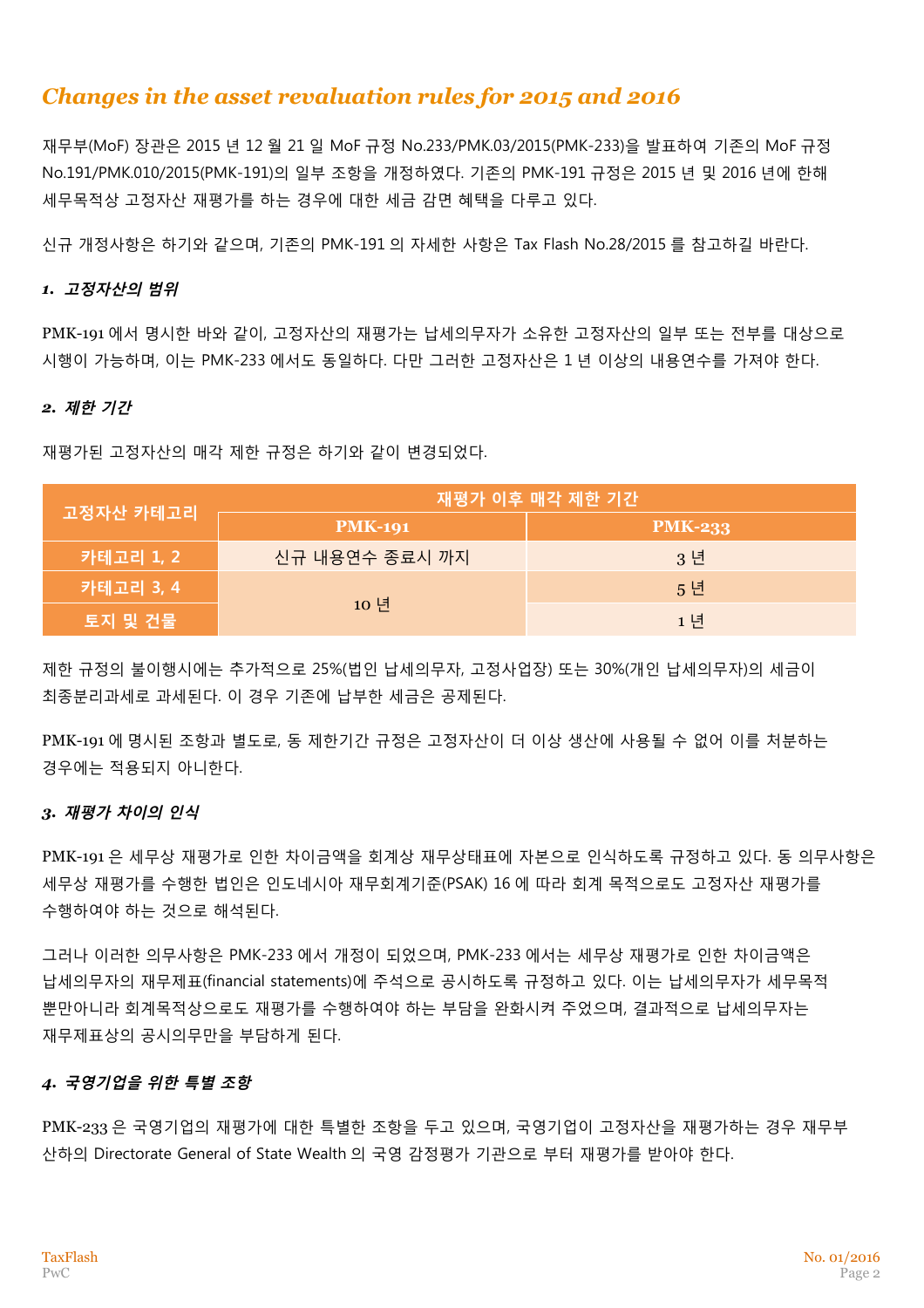## *Changes in the asset revaluation rules for 2015 and 2016*

재무부(MoF) 장관은 2015 년 12 월 21 일 MoF 규정 No.233/PMK.03/2015(PMK-233)을 발표하여 기존의 MoF 규정 No.191/PMK.010/2015(PMK-191)의 일부 조항을 개정하였다. 기존의 PMK-191 규정은 2015 년 및 2016 년에 한해 세무목적상 고정자산 재평가를 하는 경우에 대한 세금 감면 혜택을 다루고 있다.

신규 개정사항은 하기와 같으며, 기존의 PMK-191 의 자세한 사항은 Tax Flash No.28/2015 를 참고하길 바란다.

### *1. 고정자산의 범위*

PMK-191 에서 명시한 바와 같이, 고정자산의 재평가는 납세의무자가 소유한 고정자산의 일부 또는 전부를 대상으로 시행이 가능하며, 이는 PMK-233 에서도 동일하다. 다만 그러한 고정자산은 1 년 이상의 내용연수를 가져야 한다.

### *2. 제한 기간*

재평가된 고정자산의 매각 제한 규정은 하기와 같이 변경되었다.

| 고정자산 카테고리 | 재평가 이후 매각 제한 기간 | |
|---|---|---|
| | PMK-191 | PMK-233 |
| 카테고리 1, 2 | 신규 내용연수 종료시 까지 | 3 년 |
| 카테고리 3, 4 | 10 년 | 5 년 |
| 토지 및 건물 | | 1 년 |

제한 규정의 불이행시에는 추가적으로 25%(법인 납세의무자, 고정사업장) 또는 30%(개인 납세의무자)의 세금이 최종분리과세로 과세된다. 이 경우 기존에 납부한 세금은 공제된다.

PMK-191 에 명시된 조항과 별도로, 동 제한기간 규정은 고정자산이 더 이상 생산에 사용될 수 없어 이를 처분하는 경우에는 적용되지 아니한다.

### *3. 재평가 차이의 인식*

PMK-191 은 세무상 재평가로 인한 차이금액을 회계상 재무상태표에 자본으로 인식하도록 규정하고 있다. 동 의무사항은 세무상 재평가를 수행한 법인은 인도네시아 재무회계기준(PSAK) 16 에 따라 회계 목적으로도 고정자산 재평가를 수행하여야 하는 것으로 해석된다.

그러나 이러한 의무사항은 PMK-233 에서 개정이 되었으며, PMK-233 에서는 세무상 재평가로 인한 차이금액은 납세의무자의 재무제표(financial statements)에 주석으로 공시하도록 규정하고 있다. 이는 납세의무자가 세무목적 뿐만아니라 회계목적상으로도 재평가를 수행하여야 하는 부담을 완화시켜 주었으며, 결과적으로 납세의무자는 재무제표상의 공시의무만을 부담하게 된다.

### *4. 국영기업을 위한 특별 조항*

PMK-233 은 국영기업의 재평가에 대한 특별한 조항을 두고 있으며, 국영기업이 고정자산을 재평가하는 경우 재무부 산하의 Directorate General of State Wealth 의 국영 감정평가 기관으로 부터 재평가를 받아야 한다.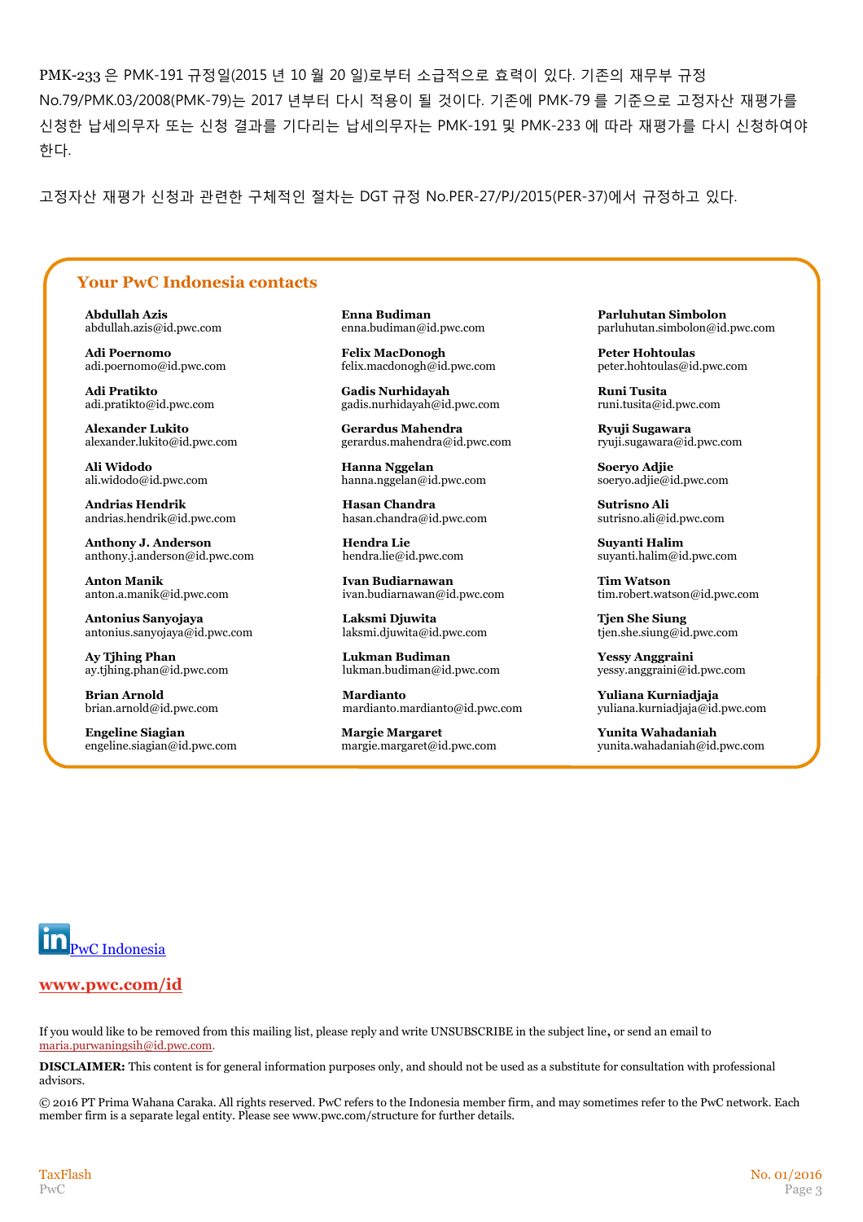PMK-233 은 PMK-191 규정일(2015 년 10 월 20 일)로부터 소급적으로 효력이 있다. 기존의 재무부 규정 No.79/PMK.03/2008(PMK-79)는 2017 년부터 다시 적용이 될 것이다. 기존에 PMK-79 를 기준으로 고정자산 재평가를 신청한 납세의무자 또는 신청 결과를 기다리는 납세의무자는 PMK-191 및 PMK-233 에 따라 재평가를 다시 신청하여야 한다.

고정자산 재평가 신청과 관련한 구체적인 절차는 DGT 규정 No.PER-27/PJ/2015(PER-37)에서 규정하고 있다.

## Your PwC Indonesia contacts

**Abdullah Azis**
abdullah.azis@id.pwc.com

**Adi Poernomo**
adi.poernomo@id.pwc.com

**Adi Pratikto**
adi.pratikto@id.pwc.com

**Alexander Lukito**
alexander.lukito@id.pwc.com

**Ali Widodo**
ali.widodo@id.pwc.com

**Andrias Hendrik**
andrias.hendrik@id.pwc.com

**Anthony J. Anderson**
anthony.j.anderson@id.pwc.com

**Anton Manik**
anton.a.manik@id.pwc.com

**Antonius Sanyojaya**
antonius.sanyojaya@id.pwc.com

**Ay Tjhing Phan**
ay.tjhing.phan@id.pwc.com

**Brian Arnold**
brian.arnold@id.pwc.com

**Engeline Siagian**
engeline.siagian@id.pwc.com

**Enna Budiman**
enna.budiman@id.pwc.com

**Felix MacDonogh**
felix.macdonogh@id.pwc.com

**Gadis Nurhidayah**
gadis.nurhidayah@id.pwc.com

**Gerardus Mahendra**
gerardus.mahendra@id.pwc.com

**Hanna Nggelan**
hanna.nggelan@id.pwc.com

**Hasan Chandra**
hasan.chandra@id.pwc.com

**Hendra Lie**
hendra.lie@id.pwc.com

**Ivan Budiarnawan**
ivan.budiarnawan@id.pwc.com

**Laksmi Djuwita**
laksmi.djuwita@id.pwc.com

**Lukman Budiman**
lukman.budiman@id.pwc.com

**Mardianto**
mardianto.mardianto@id.pwc.com

**Margie Margaret**
margie.margaret@id.pwc.com

**Parluhutan Simbolon**
parluhutan.simbolon@id.pwc.com

**Peter Hohtoulas**
peter.hohtoulas@id.pwc.com

**Runi Tusita**
runi.tusita@id.pwc.com

**Ryuji Sugawara**
ryuji.sugawara@id.pwc.com

**Soeryo Adjie**
soeryo.adjie@id.pwc.com

**Sutrisno Ali**
sutrisno.ali@id.pwc.com

**Suyanti Halim**
suyanti.halim@id.pwc.com

**Tim Watson**
tim.robert.watson@id.pwc.com

**Tjen She Siung**
tjen.she.siung@id.pwc.com

**Yessy Anggraini**
yessy.anggraini@id.pwc.com

**Yuliana Kurniadjaja**
yuliana.kurniadjaja@id.pwc.com

**Yunita Wahadaniah**
yunita.wahadaniah@id.pwc.com

PwC Indonesia

**www.pwc.com/id**

If you would like to be removed from this mailing list, please reply and write UNSUBSCRIBE in the subject line, or send an email to maria.purwaningsih@id.pwc.com.

**DISCLAIMER:** This content is for general information purposes only, and should not be used as a substitute for consultation with professional advisors.

© 2016 PT Prima Wahana Caraka. All rights reserved. PwC refers to the Indonesia member firm, and may sometimes refer to the PwC network. Each member firm is a separate legal entity. Please see www.pwc.com/structure for further details.